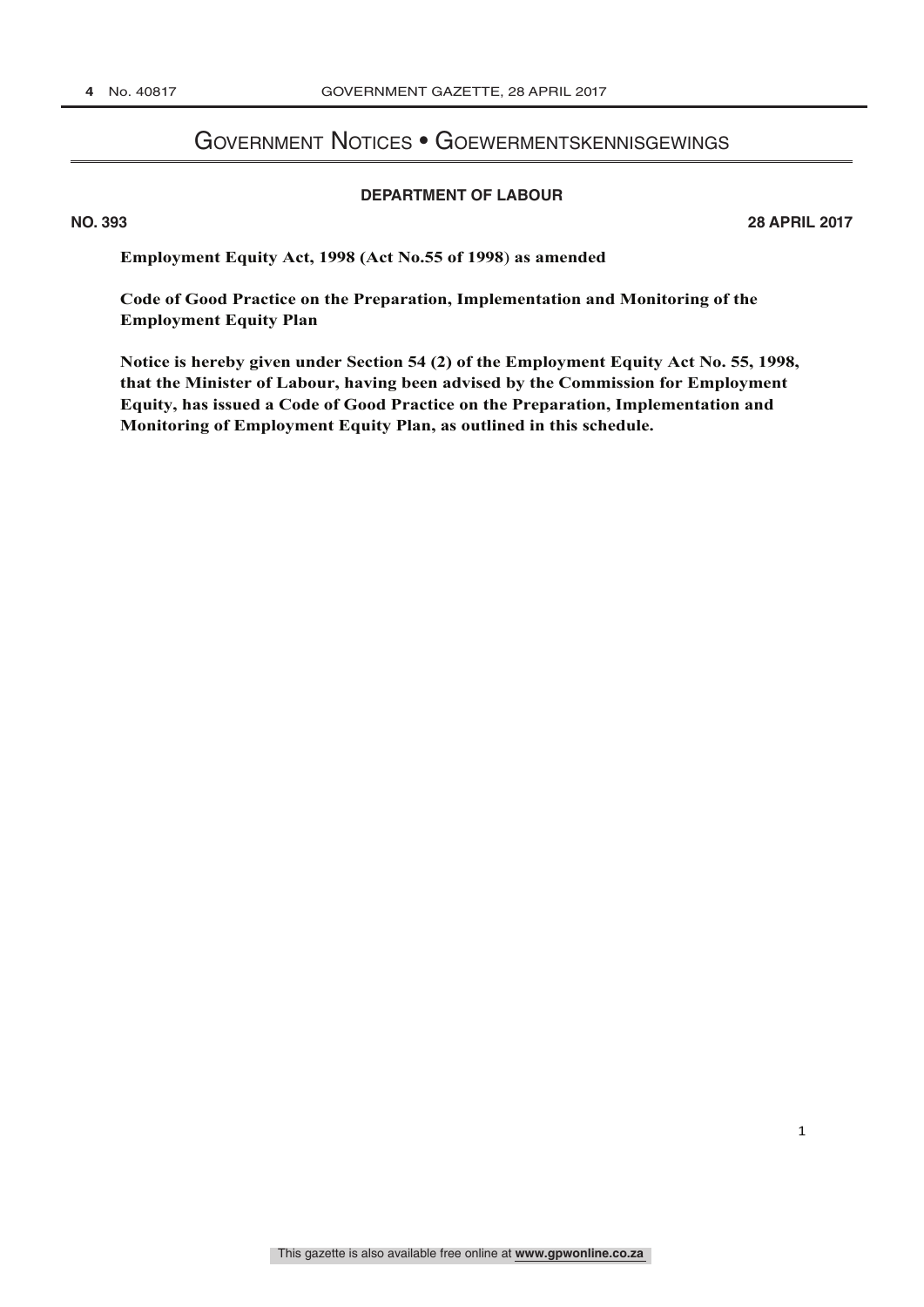# Government Notices • Goewermentskennisgewings

## DEPARTMENT OF LABOUR

**NO. 393** **28 APRIL 2017**

**Employment Equity Act, 1998 (Act No.55 of 1998) as amended**

**Code of Good Practice on the Preparation, Implementation and Monitoring of the Employment Equity Plan**

**Notice is hereby given under Section 54 (2) of the Employment Equity Act No. 55, 1998, that the Minister of Labour, having been advised by the Commission for Employment Equity, has issued a Code of Good Practice on the Preparation, Implementation and Monitoring of Employment Equity Plan, as outlined in this schedule.**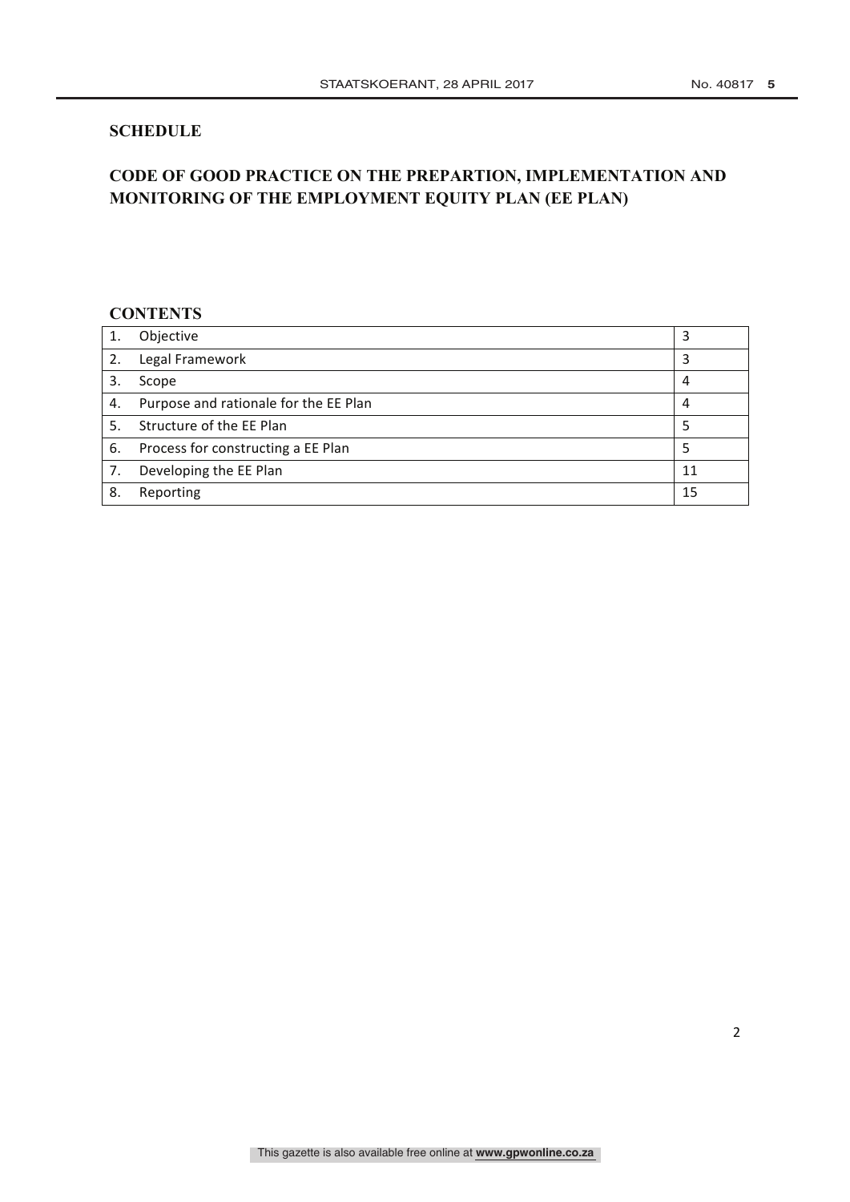**SCHEDULE**

# CODE OF GOOD PRACTICE ON THE PREPARTION, IMPLEMENTATION AND MONITORING OF THE EMPLOYMENT EQUITY PLAN (EE PLAN)

## CONTENTS

| | | |
|---|---|---|
| 1. | Objective | 3 |
| 2. | Legal Framework | 3 |
| 3. | Scope | 4 |
| 4. | Purpose and rationale for the EE Plan | 4 |
| 5. | Structure of the EE Plan | 5 |
| 6. | Process for constructing a EE Plan | 5 |
| 7. | Developing the EE Plan | 11 |
| 8. | Reporting | 15 |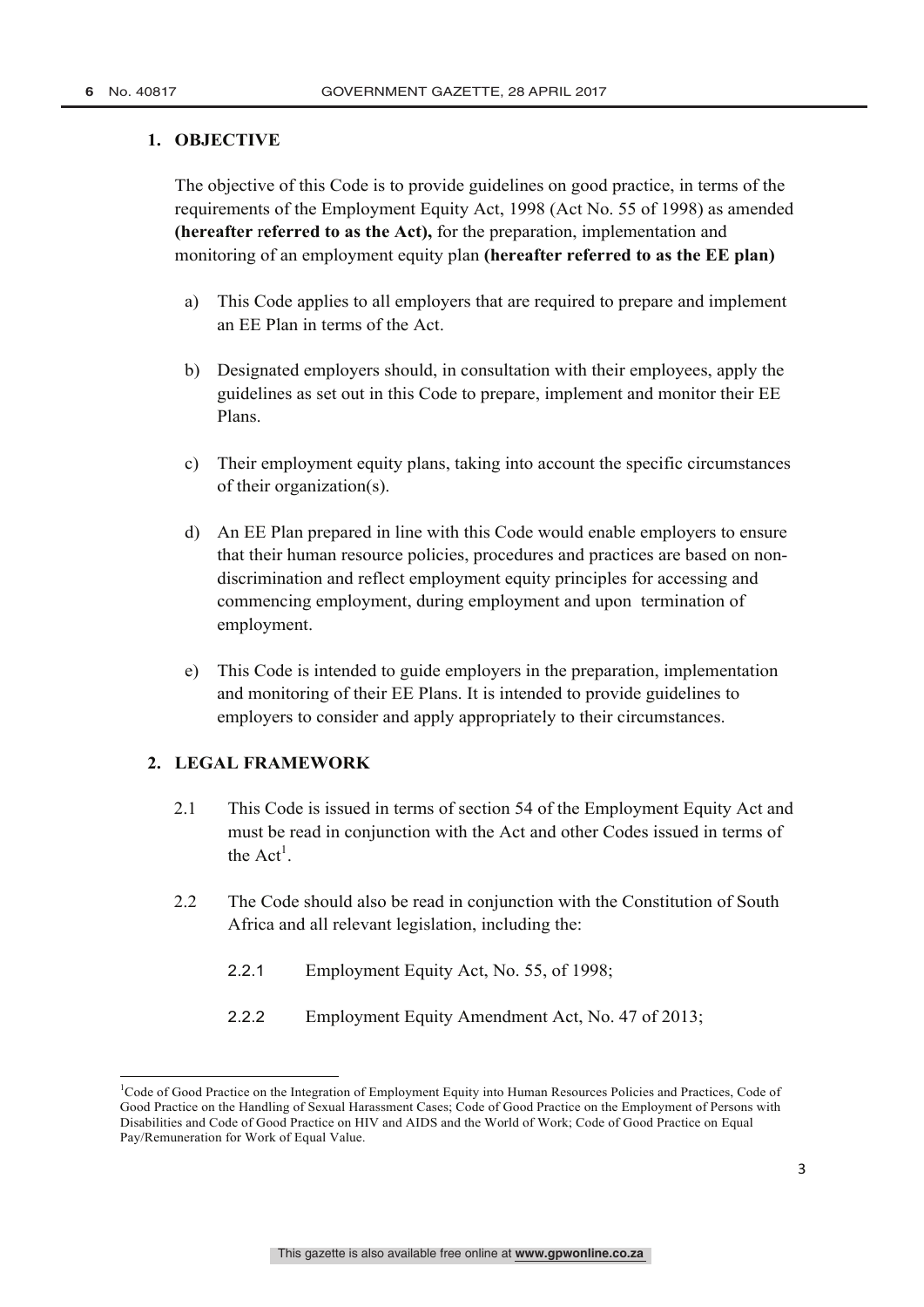## 1. OBJECTIVE

The objective of this Code is to provide guidelines on good practice, in terms of the requirements of the Employment Equity Act, 1998 (Act No. 55 of 1998) as amended **(hereafter referred to as the Act),** for the preparation, implementation and monitoring of an employment equity plan **(hereafter referred to as the EE plan)**

a) This Code applies to all employers that are required to prepare and implement an EE Plan in terms of the Act.

b) Designated employers should, in consultation with their employees, apply the guidelines as set out in this Code to prepare, implement and monitor their EE Plans.

c) Their employment equity plans, taking into account the specific circumstances of their organization(s).

d) An EE Plan prepared in line with this Code would enable employers to ensure that their human resource policies, procedures and practices are based on non-discrimination and reflect employment equity principles for accessing and commencing employment, during employment and upon termination of employment.

e) This Code is intended to guide employers in the preparation, implementation and monitoring of their EE Plans. It is intended to provide guidelines to employers to consider and apply appropriately to their circumstances.

## 2. LEGAL FRAMEWORK

2.1 This Code is issued in terms of section 54 of the Employment Equity Act and must be read in conjunction with the Act and other Codes issued in terms of the Act[1].

2.2 The Code should also be read in conjunction with the Constitution of South Africa and all relevant legislation, including the:

2.2.1 Employment Equity Act, No. 55, of 1998;

2.2.2 Employment Equity Amendment Act, No. 47 of 2013;

---

[1] Code of Good Practice on the Integration of Employment Equity into Human Resources Policies and Practices, Code of Good Practice on the Handling of Sexual Harassment Cases; Code of Good Practice on the Employment of Persons with Disabilities and Code of Good Practice on HIV and AIDS and the World of Work; Code of Good Practice on Equal Pay/Remuneration for Work of Equal Value.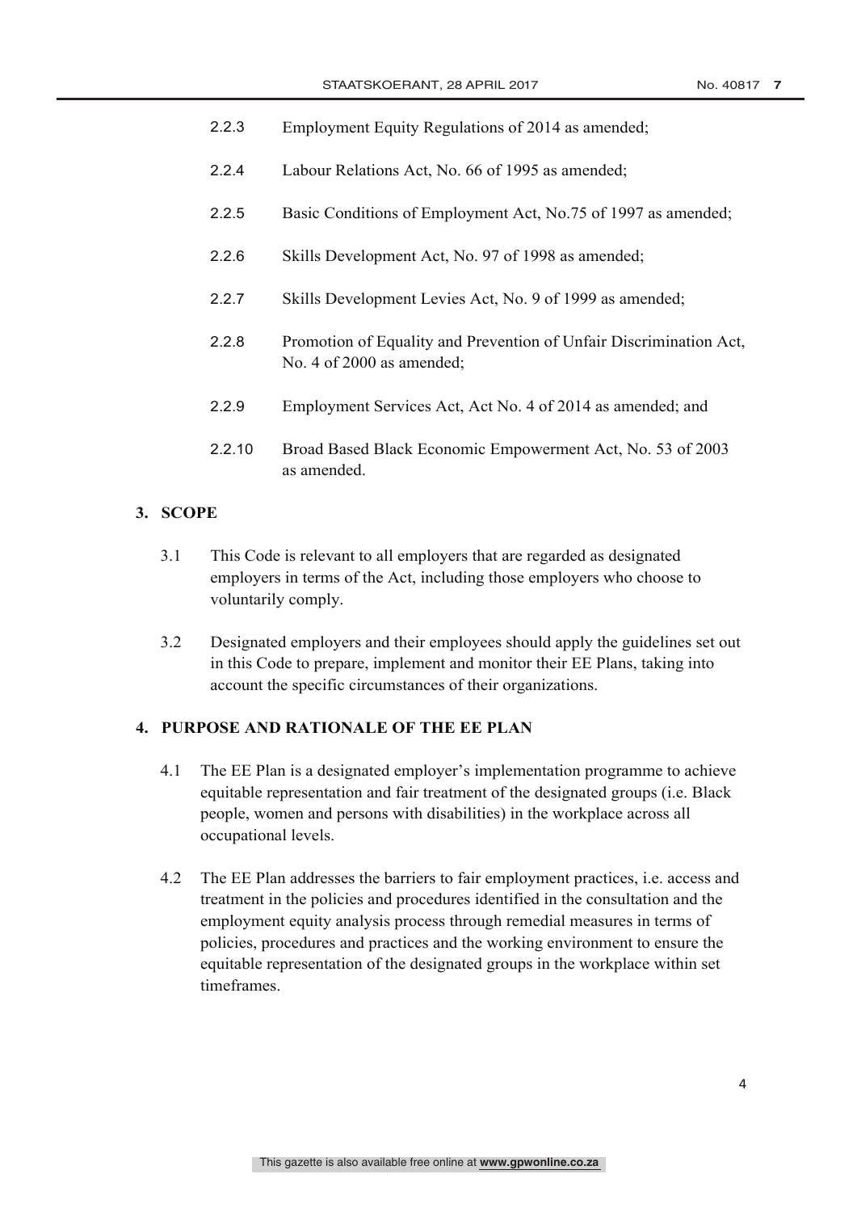2.2.3 Employment Equity Regulations of 2014 as amended;

2.2.4 Labour Relations Act, No. 66 of 1995 as amended;

2.2.5 Basic Conditions of Employment Act, No.75 of 1997 as amended;

2.2.6 Skills Development Act, No. 97 of 1998 as amended;

2.2.7 Skills Development Levies Act, No. 9 of 1999 as amended;

2.2.8 Promotion of Equality and Prevention of Unfair Discrimination Act, No. 4 of 2000 as amended;

2.2.9 Employment Services Act, Act No. 4 of 2014 as amended; and

2.2.10 Broad Based Black Economic Empowerment Act, No. 53 of 2003 as amended.

## 3. SCOPE

3.1 This Code is relevant to all employers that are regarded as designated employers in terms of the Act, including those employers who choose to voluntarily comply.

3.2 Designated employers and their employees should apply the guidelines set out in this Code to prepare, implement and monitor their EE Plans, taking into account the specific circumstances of their organizations.

## 4. PURPOSE AND RATIONALE OF THE EE PLAN

4.1 The EE Plan is a designated employer's implementation programme to achieve equitable representation and fair treatment of the designated groups (i.e. Black people, women and persons with disabilities) in the workplace across all occupational levels.

4.2 The EE Plan addresses the barriers to fair employment practices, i.e. access and treatment in the policies and procedures identified in the consultation and the employment equity analysis process through remedial measures in terms of policies, procedures and practices and the working environment to ensure the equitable representation of the designated groups in the workplace within set timeframes.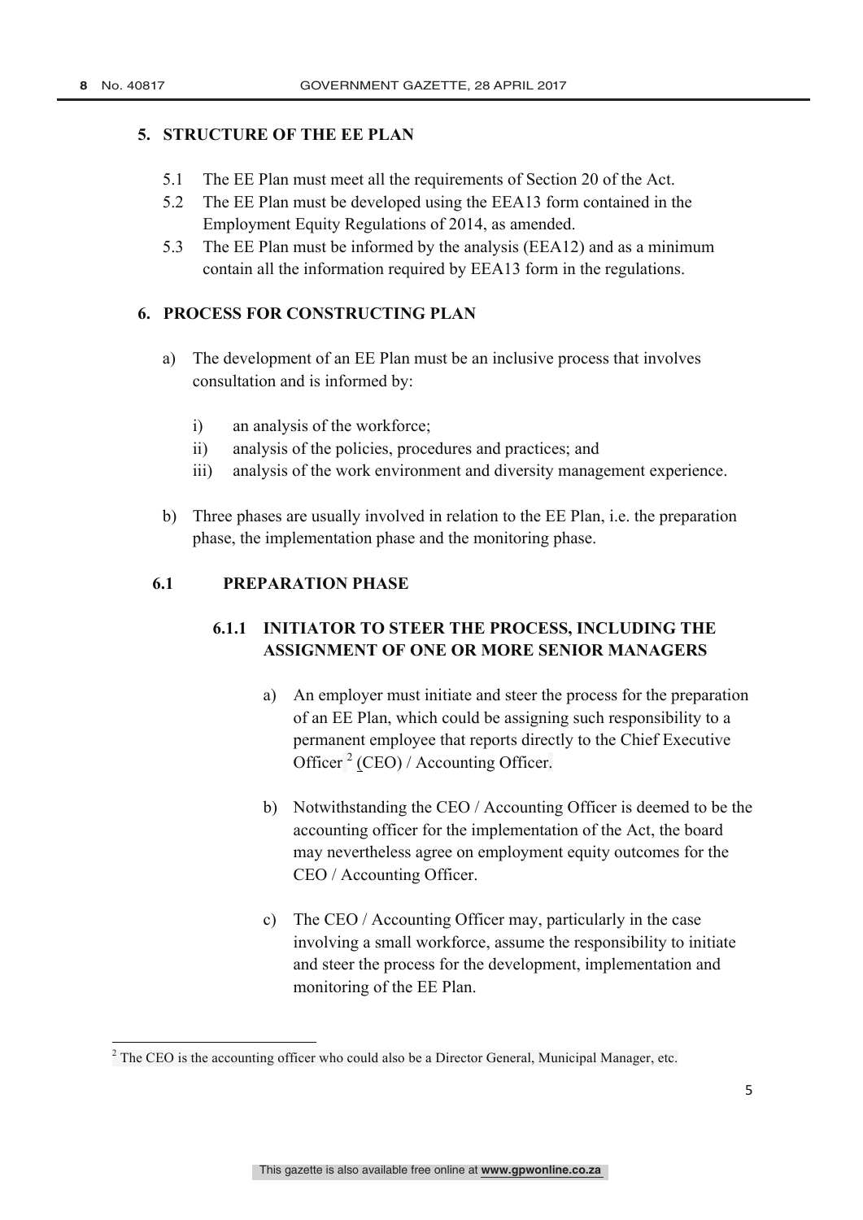## 5. STRUCTURE OF THE EE PLAN

5.1 The EE Plan must meet all the requirements of Section 20 of the Act.

5.2 The EE Plan must be developed using the EEA13 form contained in the Employment Equity Regulations of 2014, as amended.

5.3 The EE Plan must be informed by the analysis (EEA12) and as a minimum contain all the information required by EEA13 form in the regulations.

## 6. PROCESS FOR CONSTRUCTING PLAN

a) The development of an EE Plan must be an inclusive process that involves consultation and is informed by:

   i) an analysis of the workforce;
   ii) analysis of the policies, procedures and practices; and
   iii) analysis of the work environment and diversity management experience.

b) Three phases are usually involved in relation to the EE Plan, i.e. the preparation phase, the implementation phase and the monitoring phase.

### 6.1 PREPARATION PHASE

#### 6.1.1 INITIATOR TO STEER THE PROCESS, INCLUDING THE ASSIGNMENT OF ONE OR MORE SENIOR MANAGERS

a) An employer must initiate and steer the process for the preparation of an EE Plan, which could be assigning such responsibility to a permanent employee that reports directly to the Chief Executive Officer [2] (CEO) / Accounting Officer.

b) Notwithstanding the CEO / Accounting Officer is deemed to be the accounting officer for the implementation of the Act, the board may nevertheless agree on employment equity outcomes for the CEO / Accounting Officer.

c) The CEO / Accounting Officer may, particularly in the case involving a small workforce, assume the responsibility to initiate and steer the process for the development, implementation and monitoring of the EE Plan.

---

[2] The CEO is the accounting officer who could also be a Director General, Municipal Manager, etc.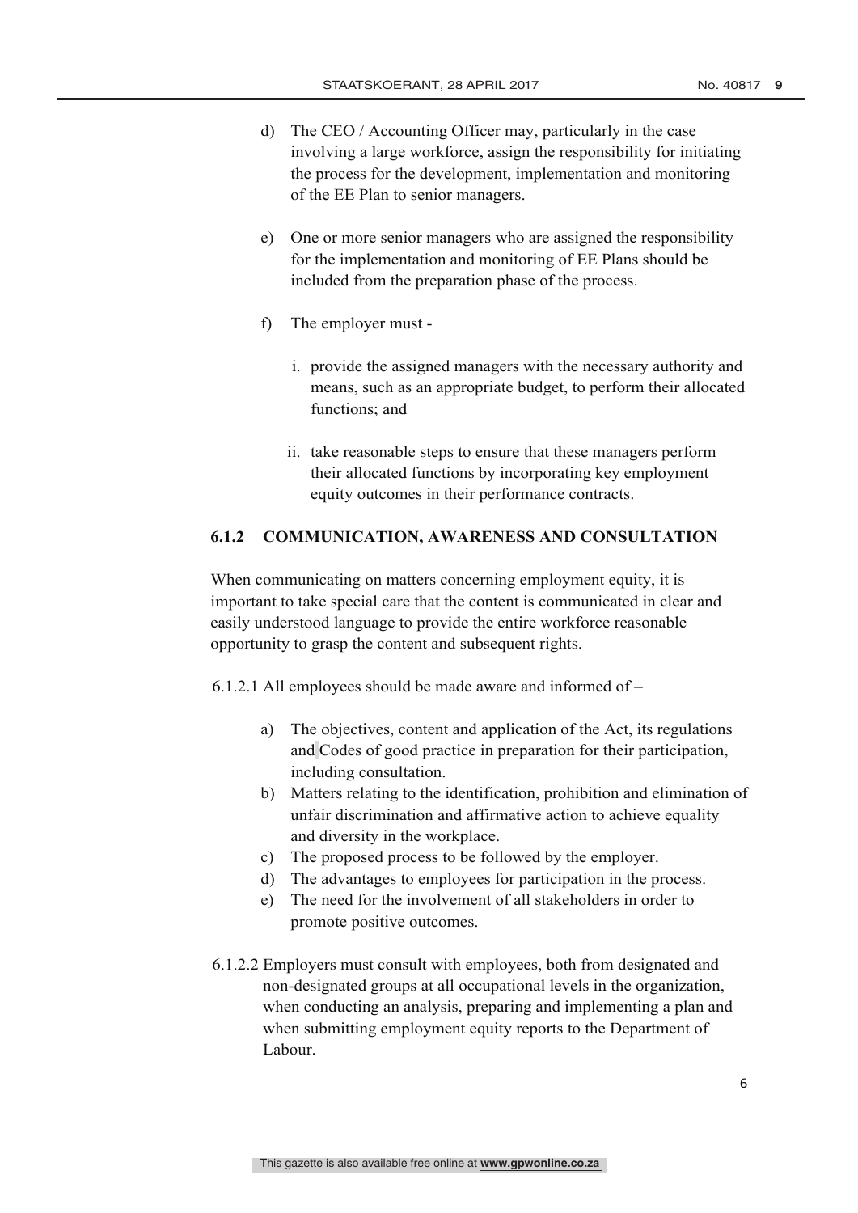d) The CEO / Accounting Officer may, particularly in the case involving a large workforce, assign the responsibility for initiating the process for the development, implementation and monitoring of the EE Plan to senior managers.

e) One or more senior managers who are assigned the responsibility for the implementation and monitoring of EE Plans should be included from the preparation phase of the process.

f) The employer must -

   i. provide the assigned managers with the necessary authority and means, such as an appropriate budget, to perform their allocated functions; and

   ii. take reasonable steps to ensure that these managers perform their allocated functions by incorporating key employment equity outcomes in their performance contracts.

### 6.1.2 COMMUNICATION, AWARENESS AND CONSULTATION

When communicating on matters concerning employment equity, it is important to take special care that the content is communicated in clear and easily understood language to provide the entire workforce reasonable opportunity to grasp the content and subsequent rights.

6.1.2.1 All employees should be made aware and informed of –

a) The objectives, content and application of the Act, its regulations and Codes of good practice in preparation for their participation, including consultation.
b) Matters relating to the identification, prohibition and elimination of unfair discrimination and affirmative action to achieve equality and diversity in the workplace.
c) The proposed process to be followed by the employer.
d) The advantages to employees for participation in the process.
e) The need for the involvement of all stakeholders in order to promote positive outcomes.

6.1.2.2 Employers must consult with employees, both from designated and non-designated groups at all occupational levels in the organization, when conducting an analysis, preparing and implementing a plan and when submitting employment equity reports to the Department of Labour.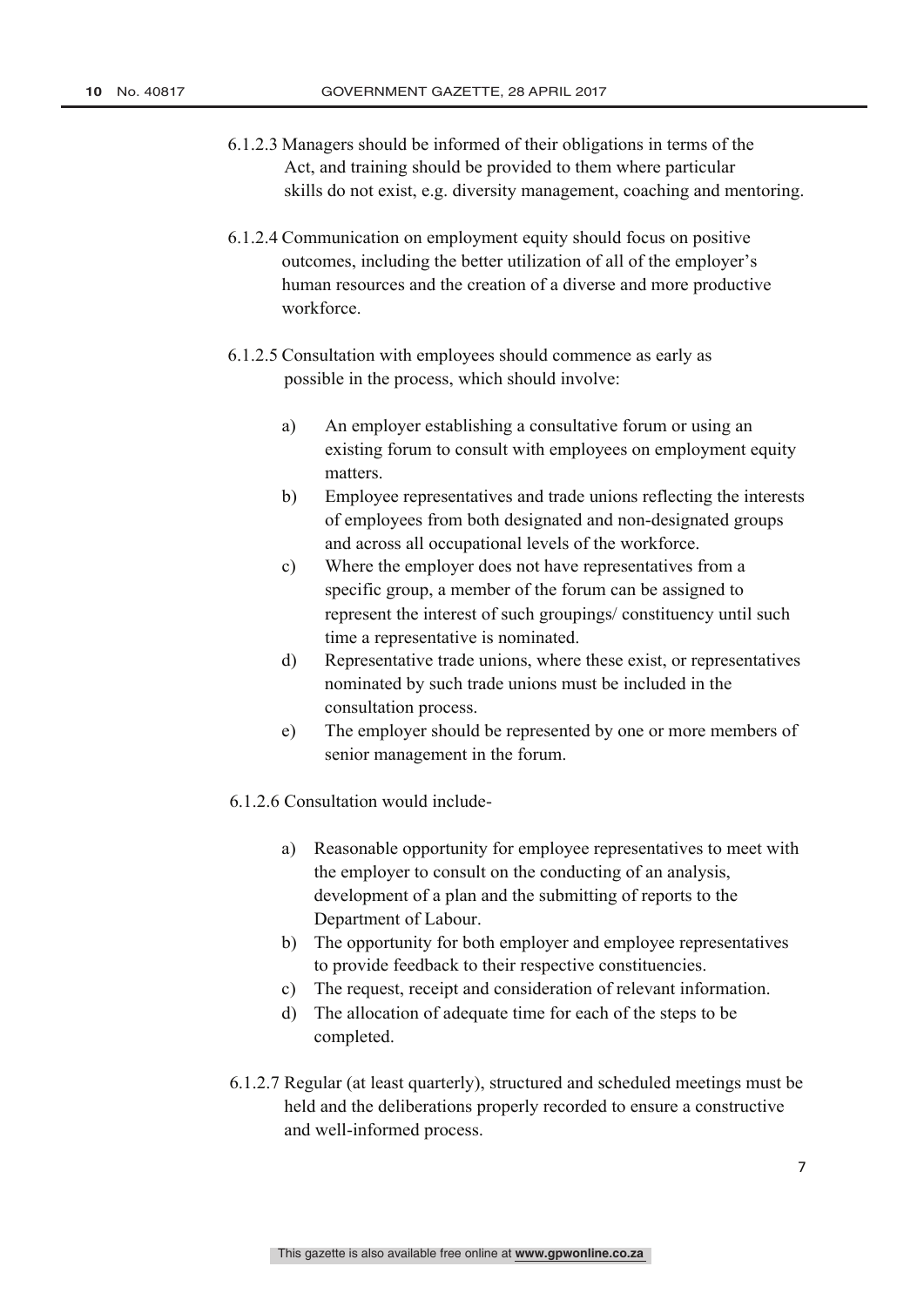6.1.2.3 Managers should be informed of their obligations in terms of the Act, and training should be provided to them where particular skills do not exist, e.g. diversity management, coaching and mentoring.

6.1.2.4 Communication on employment equity should focus on positive outcomes, including the better utilization of all of the employer's human resources and the creation of a diverse and more productive workforce.

6.1.2.5 Consultation with employees should commence as early as possible in the process, which should involve:

a) An employer establishing a consultative forum or using an existing forum to consult with employees on employment equity matters.
b) Employee representatives and trade unions reflecting the interests of employees from both designated and non-designated groups and across all occupational levels of the workforce.
c) Where the employer does not have representatives from a specific group, a member of the forum can be assigned to represent the interest of such groupings/ constituency until such time a representative is nominated.
d) Representative trade unions, where these exist, or representatives nominated by such trade unions must be included in the consultation process.
e) The employer should be represented by one or more members of senior management in the forum.

6.1.2.6 Consultation would include-

a) Reasonable opportunity for employee representatives to meet with the employer to consult on the conducting of an analysis, development of a plan and the submitting of reports to the Department of Labour.
b) The opportunity for both employer and employee representatives to provide feedback to their respective constituencies.
c) The request, receipt and consideration of relevant information.
d) The allocation of adequate time for each of the steps to be completed.

6.1.2.7 Regular (at least quarterly), structured and scheduled meetings must be held and the deliberations properly recorded to ensure a constructive and well-informed process.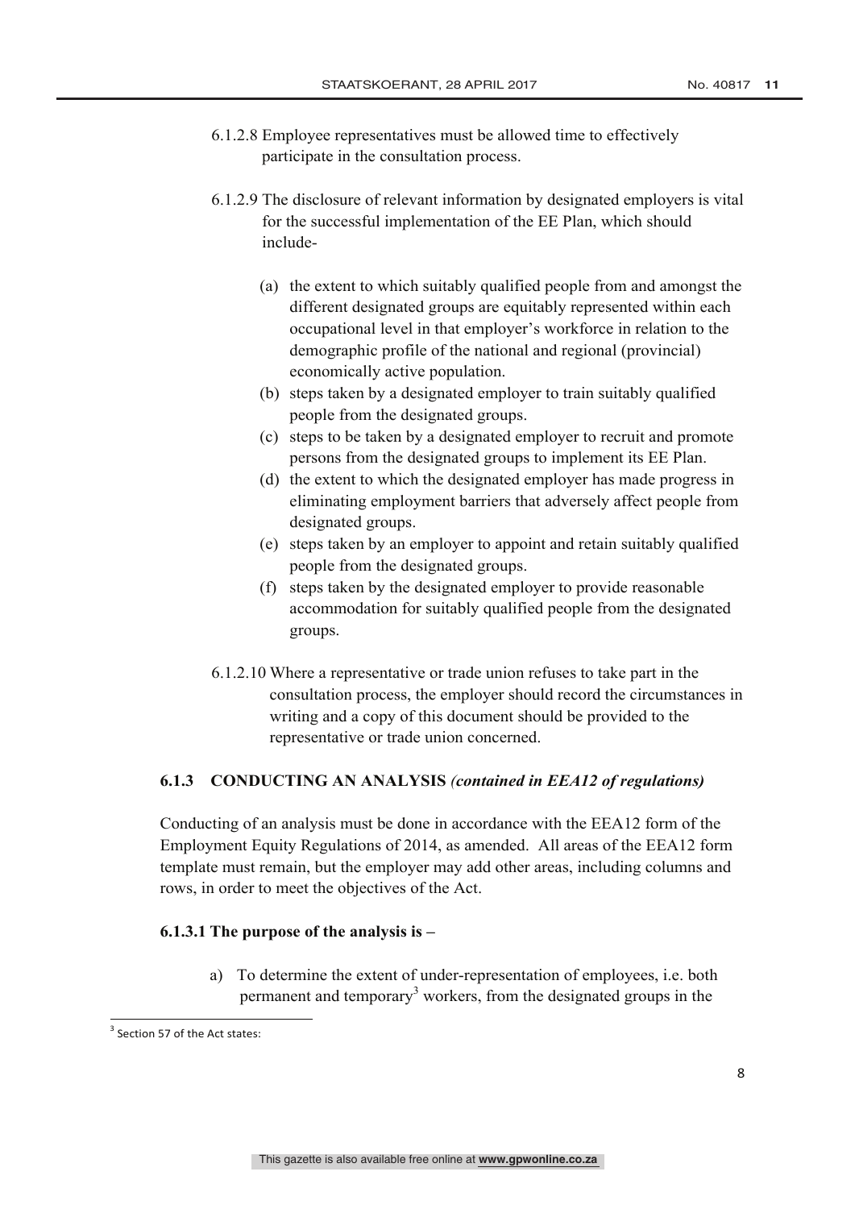6.1.2.8 Employee representatives must be allowed time to effectively participate in the consultation process.

6.1.2.9 The disclosure of relevant information by designated employers is vital for the successful implementation of the EE Plan, which should include-

(a) the extent to which suitably qualified people from and amongst the different designated groups are equitably represented within each occupational level in that employer's workforce in relation to the demographic profile of the national and regional (provincial) economically active population.
(b) steps taken by a designated employer to train suitably qualified people from the designated groups.
(c) steps to be taken by a designated employer to recruit and promote persons from the designated groups to implement its EE Plan.
(d) the extent to which the designated employer has made progress in eliminating employment barriers that adversely affect people from designated groups.
(e) steps taken by an employer to appoint and retain suitably qualified people from the designated groups.
(f) steps taken by the designated employer to provide reasonable accommodation for suitably qualified people from the designated groups.

6.1.2.10 Where a representative or trade union refuses to take part in the consultation process, the employer should record the circumstances in writing and a copy of this document should be provided to the representative or trade union concerned.

### 6.1.3 CONDUCTING AN ANALYSIS *(contained in EEA12 of regulations)*

Conducting of an analysis must be done in accordance with the EEA12 form of the Employment Equity Regulations of 2014, as amended. All areas of the EEA12 form template must remain, but the employer may add other areas, including columns and rows, in order to meet the objectives of the Act.

**6.1.3.1 The purpose of the analysis is –**

a) To determine the extent of under-representation of employees, i.e. both permanent and temporary[3] workers, from the designated groups in the

[3] Section 57 of the Act states: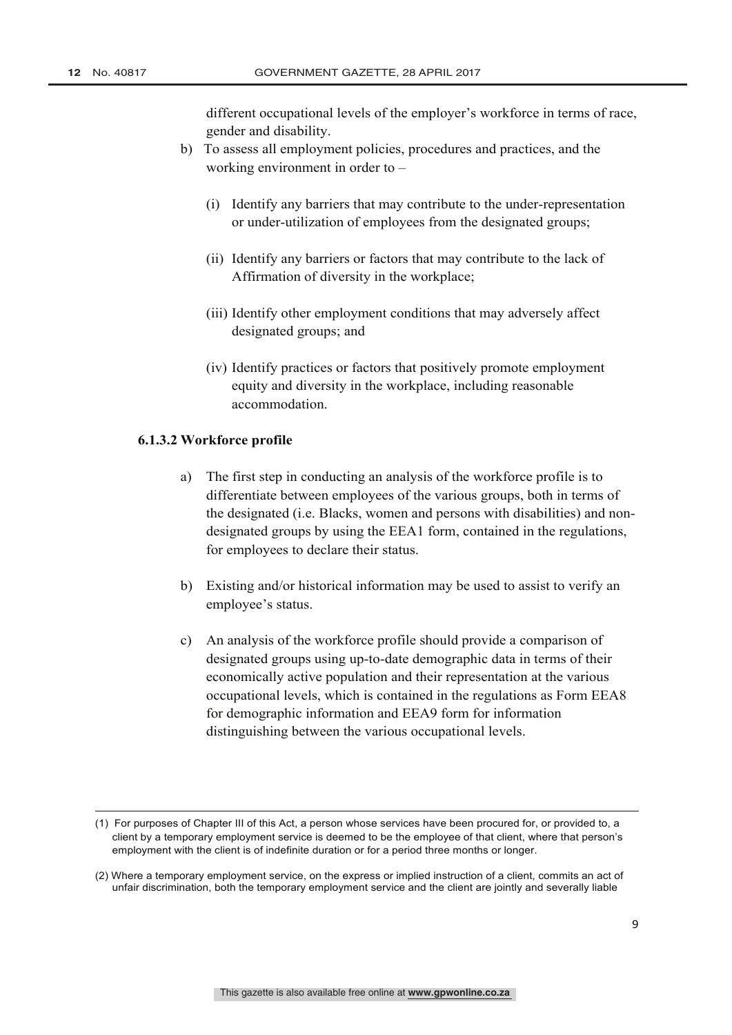different occupational levels of the employer's workforce in terms of race, gender and disability.

b) To assess all employment policies, procedures and practices, and the working environment in order to –

   (i) Identify any barriers that may contribute to the under-representation or under-utilization of employees from the designated groups;

   (ii) Identify any barriers or factors that may contribute to the lack of Affirmation of diversity in the workplace;

   (iii) Identify other employment conditions that may adversely affect designated groups; and

   (iv) Identify practices or factors that positively promote employment equity and diversity in the workplace, including reasonable accommodation.

**6.1.3.2 Workforce profile**

a) The first step in conducting an analysis of the workforce profile is to differentiate between employees of the various groups, both in terms of the designated (i.e. Blacks, women and persons with disabilities) and non-designated groups by using the EEA1 form, contained in the regulations, for employees to declare their status.

b) Existing and/or historical information may be used to assist to verify an employee's status.

c) An analysis of the workforce profile should provide a comparison of designated groups using up-to-date demographic data in terms of their economically active population and their representation at the various occupational levels, which is contained in the regulations as Form EEA8 for demographic information and EEA9 form for information distinguishing between the various occupational levels.

---

(1) For purposes of Chapter III of this Act, a person whose services have been procured for, or provided to, a client by a temporary employment service is deemed to be the employee of that client, where that person's employment with the client is of indefinite duration or for a period three months or longer.

(2) Where a temporary employment service, on the express or implied instruction of a client, commits an act of unfair discrimination, both the temporary employment service and the client are jointly and severally liable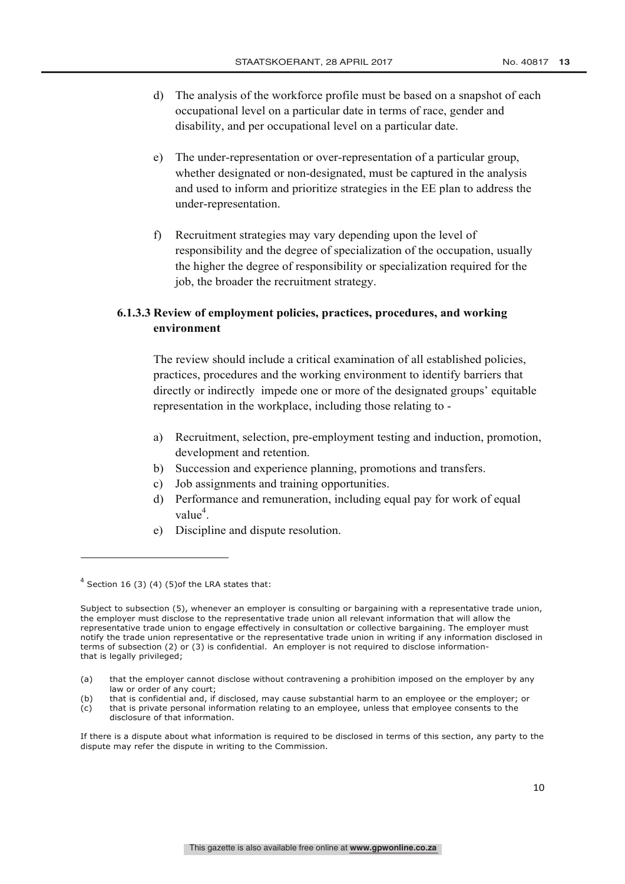d) The analysis of the workforce profile must be based on a snapshot of each occupational level on a particular date in terms of race, gender and disability, and per occupational level on a particular date.

e) The under-representation or over-representation of a particular group, whether designated or non-designated, must be captured in the analysis and used to inform and prioritize strategies in the EE plan to address the under-representation.

f) Recruitment strategies may vary depending upon the level of responsibility and the degree of specialization of the occupation, usually the higher the degree of responsibility or specialization required for the job, the broader the recruitment strategy.

### 6.1.3.3 Review of employment policies, practices, procedures, and working environment

The review should include a critical examination of all established policies, practices, procedures and the working environment to identify barriers that directly or indirectly impede one or more of the designated groups' equitable representation in the workplace, including those relating to -

a) Recruitment, selection, pre-employment testing and induction, promotion, development and retention.
b) Succession and experience planning, promotions and transfers.
c) Job assignments and training opportunities.
d) Performance and remuneration, including equal pay for work of equal value[4].
e) Discipline and dispute resolution.

---

[4] Section 16 (3) (4) (5)of the LRA states that:

Subject to subsection (5), whenever an employer is consulting or bargaining with a representative trade union, the employer must disclose to the representative trade union all relevant information that will allow the representative trade union to engage effectively in consultation or collective bargaining. The employer must notify the trade union representative or the representative trade union in writing if any information disclosed in terms of subsection (2) or (3) is confidential. An employer is not required to disclose information-that is legally privileged;

(a) that the employer cannot disclose without contravening a prohibition imposed on the employer by any law or order of any court;
(b) that is confidential and, if disclosed, may cause substantial harm to an employee or the employer; or
(c) that is private personal information relating to an employee, unless that employee consents to the disclosure of that information.

If there is a dispute about what information is required to be disclosed in terms of this section, any party to the dispute may refer the dispute in writing to the Commission.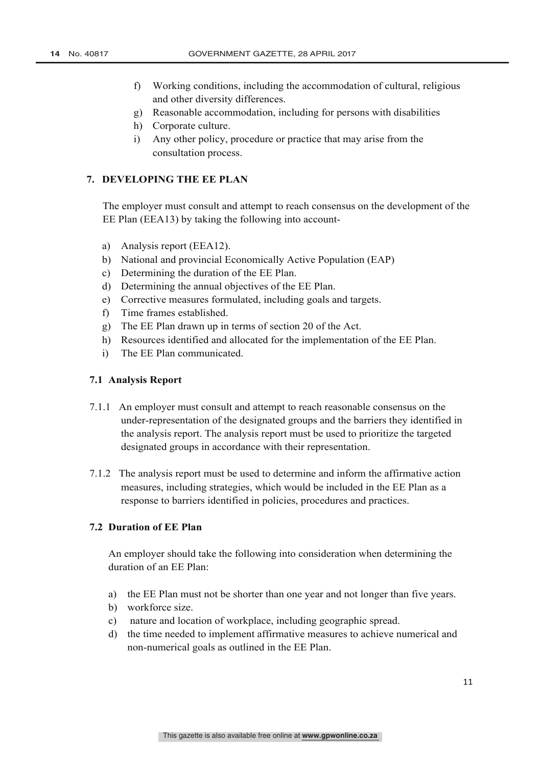f) Working conditions, including the accommodation of cultural, religious and other diversity differences.
g) Reasonable accommodation, including for persons with disabilities
h) Corporate culture.
i) Any other policy, procedure or practice that may arise from the consultation process.

## 7. DEVELOPING THE EE PLAN

The employer must consult and attempt to reach consensus on the development of the EE Plan (EEA13) by taking the following into account-

a) Analysis report (EEA12).
b) National and provincial Economically Active Population (EAP)
c) Determining the duration of the EE Plan.
d) Determining the annual objectives of the EE Plan.
e) Corrective measures formulated, including goals and targets.
f) Time frames established.
g) The EE Plan drawn up in terms of section 20 of the Act.
h) Resources identified and allocated for the implementation of the EE Plan.
i) The EE Plan communicated.

### 7.1 Analysis Report

7.1.1 An employer must consult and attempt to reach reasonable consensus on the under-representation of the designated groups and the barriers they identified in the analysis report. The analysis report must be used to prioritize the targeted designated groups in accordance with their representation.

7.1.2 The analysis report must be used to determine and inform the affirmative action measures, including strategies, which would be included in the EE Plan as a response to barriers identified in policies, procedures and practices.

### 7.2 Duration of EE Plan

An employer should take the following into consideration when determining the duration of an EE Plan:

a) the EE Plan must not be shorter than one year and not longer than five years.
b) workforce size.
c) nature and location of workplace, including geographic spread.
d) the time needed to implement affirmative measures to achieve numerical and non-numerical goals as outlined in the EE Plan.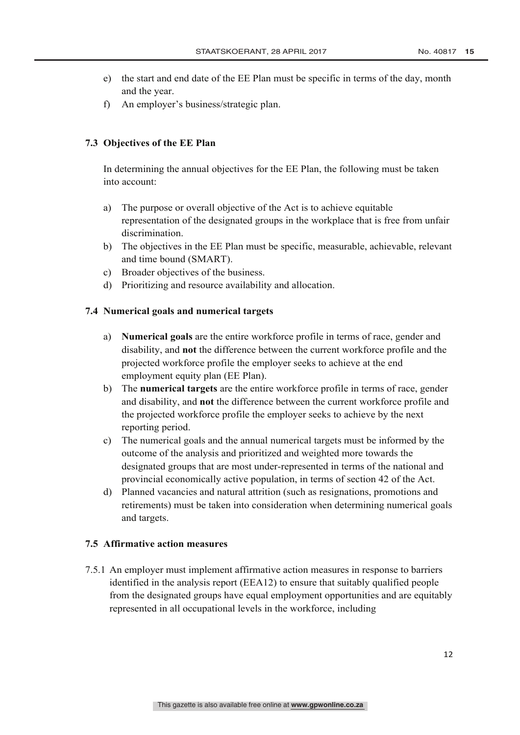e) the start and end date of the EE Plan must be specific in terms of the day, month and the year.

f) An employer's business/strategic plan.

### 7.3 Objectives of the EE Plan

In determining the annual objectives for the EE Plan, the following must be taken into account:

a) The purpose or overall objective of the Act is to achieve equitable representation of the designated groups in the workplace that is free from unfair discrimination.

b) The objectives in the EE Plan must be specific, measurable, achievable, relevant and time bound (SMART).

c) Broader objectives of the business.

d) Prioritizing and resource availability and allocation.

### 7.4 Numerical goals and numerical targets

a) **Numerical goals** are the entire workforce profile in terms of race, gender and disability, and **not** the difference between the current workforce profile and the projected workforce profile the employer seeks to achieve at the end employment equity plan (EE Plan).

b) The **numerical targets** are the entire workforce profile in terms of race, gender and disability, and **not** the difference between the current workforce profile and the projected workforce profile the employer seeks to achieve by the next reporting period.

c) The numerical goals and the annual numerical targets must be informed by the outcome of the analysis and prioritized and weighted more towards the designated groups that are most under-represented in terms of the national and provincial economically active population, in terms of section 42 of the Act.

d) Planned vacancies and natural attrition (such as resignations, promotions and retirements) must be taken into consideration when determining numerical goals and targets.

### 7.5 Affirmative action measures

7.5.1 An employer must implement affirmative action measures in response to barriers identified in the analysis report (EEA12) to ensure that suitably qualified people from the designated groups have equal employment opportunities and are equitably represented in all occupational levels in the workforce, including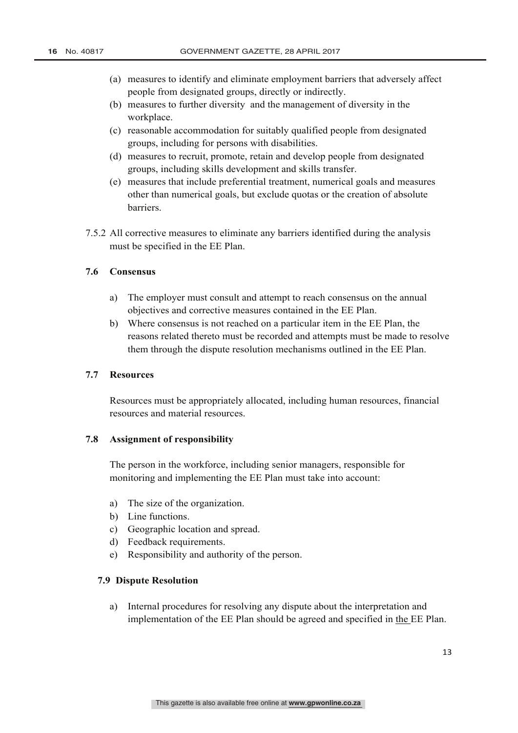(a) measures to identify and eliminate employment barriers that adversely affect people from designated groups, directly or indirectly.
(b) measures to further diversity and the management of diversity in the workplace.
(c) reasonable accommodation for suitably qualified people from designated groups, including for persons with disabilities.
(d) measures to recruit, promote, retain and develop people from designated groups, including skills development and skills transfer.
(e) measures that include preferential treatment, numerical goals and measures other than numerical goals, but exclude quotas or the creation of absolute barriers.

7.5.2 All corrective measures to eliminate any barriers identified during the analysis must be specified in the EE Plan.

### 7.6 Consensus

a) The employer must consult and attempt to reach consensus on the annual objectives and corrective measures contained in the EE Plan.
b) Where consensus is not reached on a particular item in the EE Plan, the reasons related thereto must be recorded and attempts must be made to resolve them through the dispute resolution mechanisms outlined in the EE Plan.

### 7.7 Resources

Resources must be appropriately allocated, including human resources, financial resources and material resources.

### 7.8 Assignment of responsibility

The person in the workforce, including senior managers, responsible for monitoring and implementing the EE Plan must take into account:

a) The size of the organization.
b) Line functions.
c) Geographic location and spread.
d) Feedback requirements.
e) Responsibility and authority of the person.

### 7.9 Dispute Resolution

a) Internal procedures for resolving any dispute about the interpretation and implementation of the EE Plan should be agreed and specified in the EE Plan.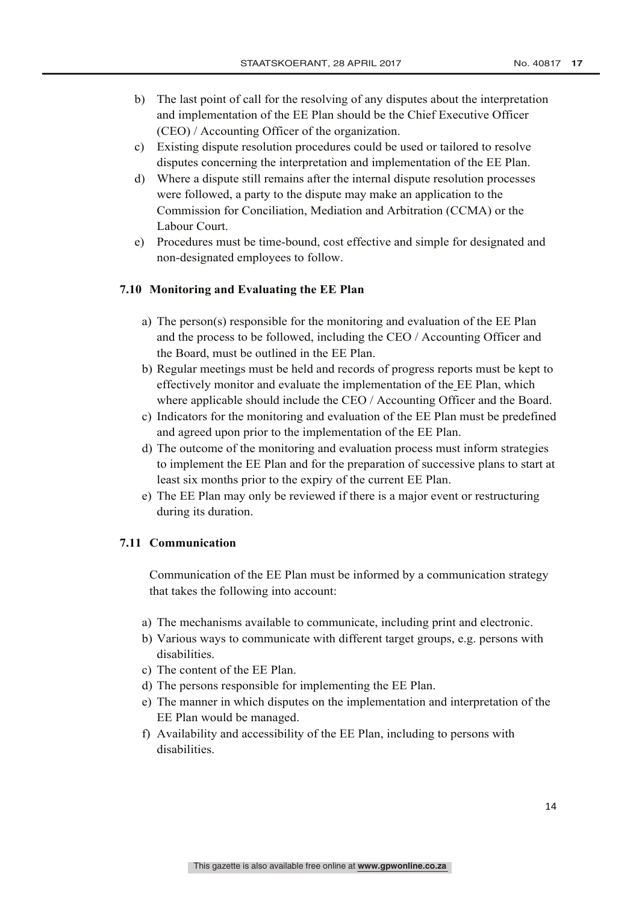b) The last point of call for the resolving of any disputes about the interpretation and implementation of the EE Plan should be the Chief Executive Officer (CEO) / Accounting Officer of the organization.
c) Existing dispute resolution procedures could be used or tailored to resolve disputes concerning the interpretation and implementation of the EE Plan.
d) Where a dispute still remains after the internal dispute resolution processes were followed, a party to the dispute may make an application to the Commission for Conciliation, Mediation and Arbitration (CCMA) or the Labour Court.
e) Procedures must be time-bound, cost effective and simple for designated and non-designated employees to follow.

### 7.10 Monitoring and Evaluating the EE Plan

a) The person(s) responsible for the monitoring and evaluation of the EE Plan and the process to be followed, including the CEO / Accounting Officer and the Board, must be outlined in the EE Plan.
b) Regular meetings must be held and records of progress reports must be kept to effectively monitor and evaluate the implementation of the EE Plan, which where applicable should include the CEO / Accounting Officer and the Board.
c) Indicators for the monitoring and evaluation of the EE Plan must be predefined and agreed upon prior to the implementation of the EE Plan.
d) The outcome of the monitoring and evaluation process must inform strategies to implement the EE Plan and for the preparation of successive plans to start at least six months prior to the expiry of the current EE Plan.
e) The EE Plan may only be reviewed if there is a major event or restructuring during its duration.

### 7.11 Communication

Communication of the EE Plan must be informed by a communication strategy that takes the following into account:

a) The mechanisms available to communicate, including print and electronic.
b) Various ways to communicate with different target groups, e.g. persons with disabilities.
c) The content of the EE Plan.
d) The persons responsible for implementing the EE Plan.
e) The manner in which disputes on the implementation and interpretation of the EE Plan would be managed.
f) Availability and accessibility of the EE Plan, including to persons with disabilities.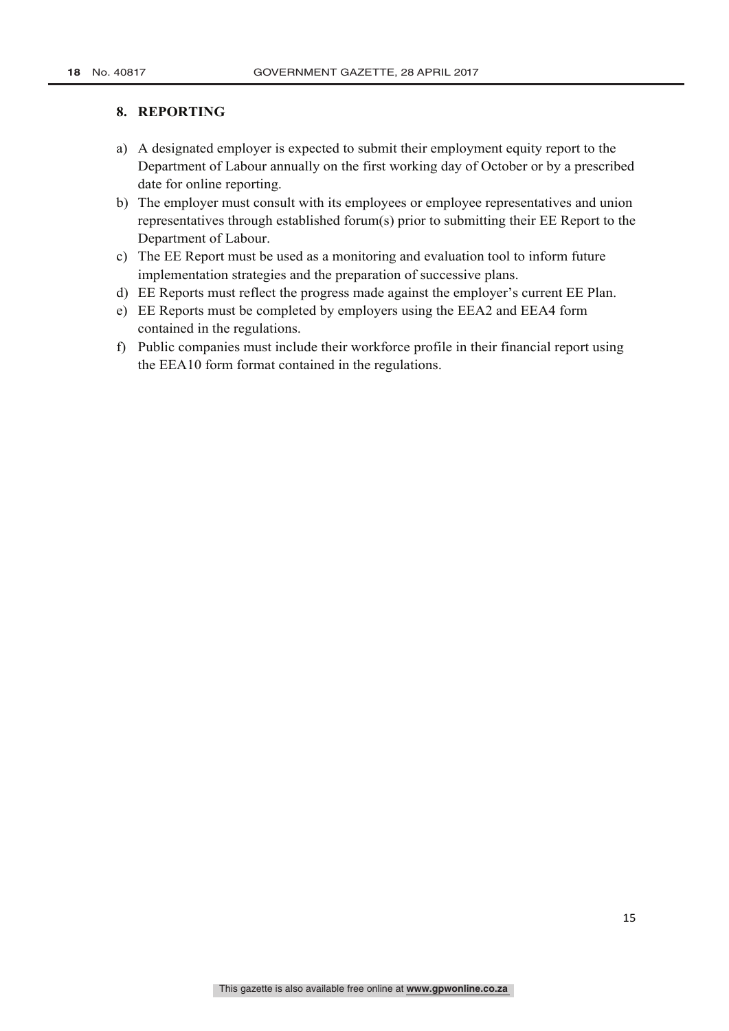## 8. REPORTING

a) A designated employer is expected to submit their employment equity report to the Department of Labour annually on the first working day of October or by a prescribed date for online reporting.

b) The employer must consult with its employees or employee representatives and union representatives through established forum(s) prior to submitting their EE Report to the Department of Labour.

c) The EE Report must be used as a monitoring and evaluation tool to inform future implementation strategies and the preparation of successive plans.

d) EE Reports must reflect the progress made against the employer's current EE Plan.

e) EE Reports must be completed by employers using the EEA2 and EEA4 form contained in the regulations.

f) Public companies must include their workforce profile in their financial report using the EEA10 form format contained in the regulations.